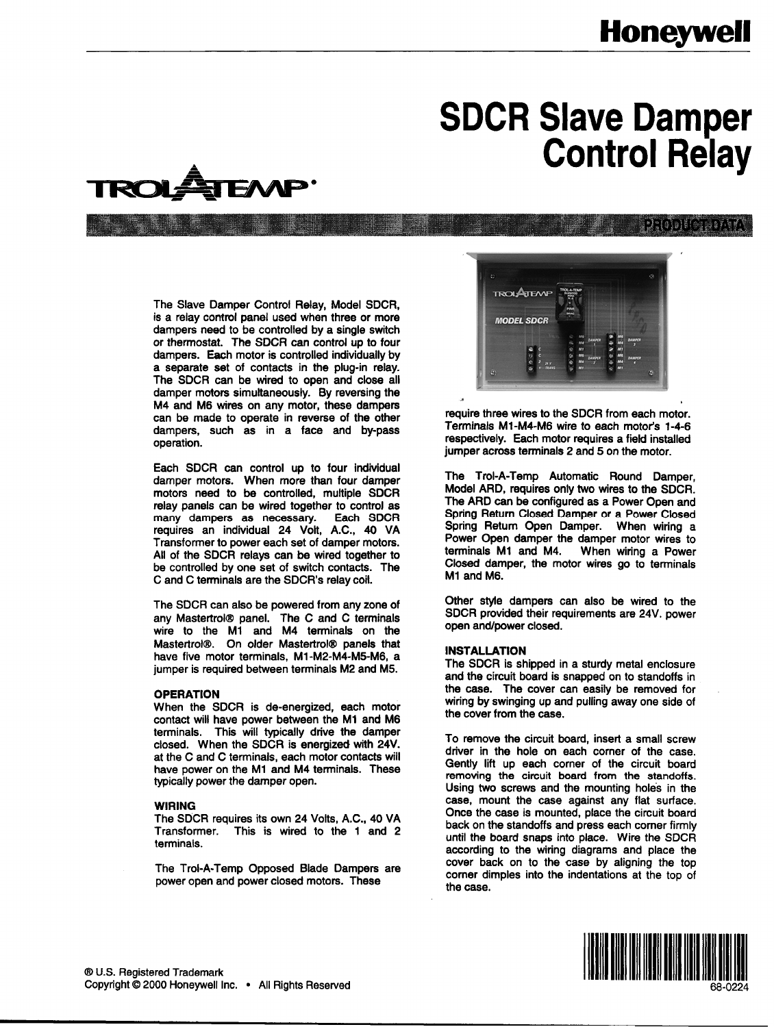Honeywell

# SDCR Slave Damper Control Relay

TROL-A-TEMP®

PRODUCT DATA

The Slave Damper Control Relay, Model SDCR, is a relay control panel used when three or more dampers need to be controlled by a single switch or thermostat. The SDCR can control up to four dampers. Each motor is controlled individually by a separate set of contacts in the plug-in relay. The SDCR can be wired to open and close all damper motors simultaneously. By reversing the M4 and M6 wires on any motor, these dampers can be made to operate in reverse of the other dampers, such as in a face and by-pass operation.

Each SDCR can control up to four individual damper motors. When more than four damper motors need to be controlled, multiple SDCR relay panels can be wired together to control as many dampers as necessary. Each SDCR requires an individual 24 Volt, A.C., 40 VA Transformer to power each set of damper motors. All of the SDCR relays can be wired together to be controlled by one set of switch contacts. The C and C terminals are the SDCR's relay coil.

The SDCR can also be powered from any zone of any Mastertrol® panel. The C and C terminals wire to the M1 and M4 terminals on the Mastertrol®. On older Mastertrol® panels that have five motor terminals, M1-M2-M4-M5-M6, a jumper is required between terminals M2 and M5.

## OPERATION

When the SDCR is de-energized, each motor contact will have power between the M1 and M6 terminals. This will typically drive the damper closed. When the SDCR is energized with 24V. at the C and C terminals, each motor contacts will have power on the M1 and M4 terminals. These typically power the damper open.

## WIRING

The SDCR requires its own 24 Volts, A.C., 40 VA Transformer. This is wired to the 1 and 2 terminals.

The Trol-A-Temp Opposed Blade Dampers are power open and power closed motors. These require three wires to the SDCR from each motor. Terminals M1-M4-M6 wire to each motor's 1-4-6 respectively. Each motor requires a field installed jumper across terminals 2 and 5 on the motor.

The Trol-A-Temp Automatic Round Damper, Model ARD, requires only two wires to the SDCR. The ARD can be configured as a Power Open and Spring Return Closed Damper or a Power Closed Spring Return Open Damper. When wiring a Power Open damper the damper motor wires to terminals M1 and M4. When wiring a Power Closed damper, the motor wires go to terminals M1 and M6.

Other style dampers can also be wired to the SDCR provided their requirements are 24V. power open and/power closed.

## INSTALLATION

The SDCR is shipped in a sturdy metal enclosure and the circuit board is snapped on to standoffs in the case. The cover can easily be removed for wiring by swinging up and pulling away one side of the cover from the case.

To remove the circuit board, insert a small screw driver in the hole on each corner of the case. Gently lift up each corner of the circuit board removing the circuit board from the standoffs. Using two screws and the mounting holes in the case, mount the case against any flat surface. Once the case is mounted, place the circuit board back on the standoffs and press each corner firmly until the board snaps into place. Wire the SDCR according to the wiring diagrams and place the cover back on to the case by aligning the top corner dimples into the indentations at the top of the case.

® U.S. Registered Trademark
Copyright © 2000 Honeywell Inc. • All Rights Reserved

68-0224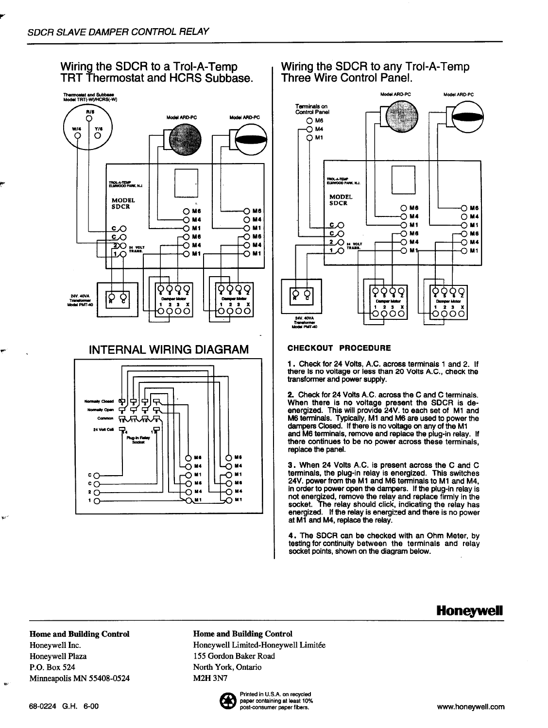## Wiring the SDCR to a Trol-A-Temp TRT Thermostat and HCRS Subbase.

Thermostat and Subbase Model TRT(-W)/HCRS(-W)

R/S

W/4

Y/6

Model ARD-PC

Model ARD-PC

TROL-A-TEMP ELMWOOD PARK, N.J.

MODEL SDCR

M6
M4
M1
M6
M4
M1

C
C
2
1

24 VOLT TRANS.

24V. 40VA Transformer Model PMT-40

R C

4 5 6 Z
Damper Motor
1 2 3 X

## INTERNAL WIRING DIAGRAM

Normally Closed

Normally Open

Common

24 Volt Coil

Plug-In Relay Socket

C
C
2
1

M6
M4
M1
M6
M4
M1

## Wiring the SDCR to any Trol-A-Temp Three Wire Control Panel.

Terminals on Control Panel

M6
M4
M1

Model ARD-PC

Model ARD-PC

TROL-A-TEMP ELMWOOD PARK, N.J.

MODEL SDCR

24 VOLT TRANS.

24V. 40VA Transformer Model PMT-40

R C

4 5 6 Z
Damper Motor
1 2 3 X

### CHECKOUT PROCEDURE

**1.** Check for 24 Volts, A.C. across terminals 1 and 2. If there is no voltage or less than 20 Volts A.C., check the transformer and power supply.

**2.** Check for 24 Volts A.C. across the C and C terminals. When there is no voltage present the SDCR is de-energized. This will provide 24V. to each set of M1 and M6 terminals. Typically, M1 and M6 are used to power the dampers Closed. If there is no voltage on any of the M1 and M6 terminals, remove and replace the plug-in relay. If there continues to be no power across these terminals, replace the panel.

**3.** When 24 Volts A.C. is present across the C and C terminals, the plug-in relay is energized. This switches 24V. power from the M1 and M6 terminals to M1 and M4, in order to power open the dampers. If the plug-in relay is not energized, remove the relay and replace firmly in the socket. The relay should click, indicating the relay has energized. If the relay is energized and there is no power at M1 and M4, replace the relay.

**4.** The SDCR can be checked with an Ohm Meter, by testing for continuity between the terminals and relay socket points, shown on the diagram below.

**Honeywell**

**Home and Building Control**
Honeywell Inc.
Honeywell Plaza
P.O. Box 524
Minneapolis MN 55408-0524

**Home and Building Control**
Honeywell Limited-Honeywell Limitée
155 Gordon Baker Road
North York, Ontario
M2H 3N7

Printed in U.S.A. on recycled paper containing at least 10% post-consumer paper fibers.

68-0224 G.H. 6-00

www.honeywell.com